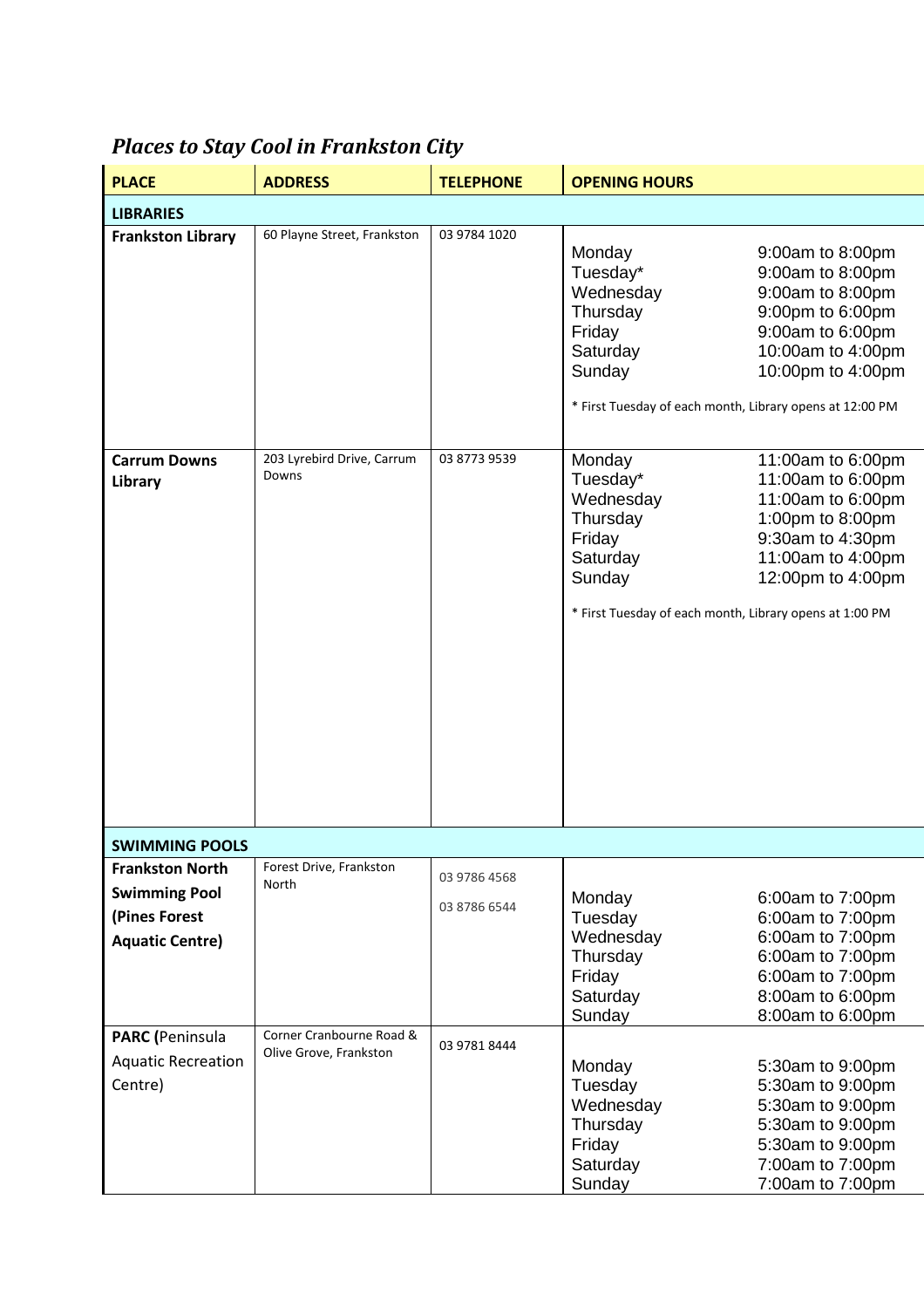## *Places to Stay Cool in Frankston City*

| PLACE | ADDRESS | TELEPHONE | OPENING HOURS |
|---|---|---|---|
| **LIBRARIES** | | | |
| **Frankston Library** | 60 Playne Street, Frankston | 03 9784 1020 | Monday 9:00am to 8:00pm<br>Tuesday* 9:00am to 8:00pm<br>Wednesday 9:00am to 8:00pm<br>Thursday 9:00pm to 6:00pm<br>Friday 9:00am to 6:00pm<br>Saturday 10:00am to 4:00pm<br>Sunday 10:00pm to 4:00pm<br><br>* First Tuesday of each month, Library opens at 12:00 PM |
| **Carrum Downs Library** | 203 Lyrebird Drive, Carrum Downs | 03 8773 9539 | Monday 11:00am to 6:00pm<br>Tuesday* 11:00am to 6:00pm<br>Wednesday 11:00am to 6:00pm<br>Thursday 1:00pm to 8:00pm<br>Friday 9:30am to 4:30pm<br>Saturday 11:00am to 4:00pm<br>Sunday 12:00pm to 4:00pm<br><br>* First Tuesday of each month, Library opens at 1:00 PM |
| **SWIMMING POOLS** | | | |
| **Frankston North Swimming Pool (Pines Forest Aquatic Centre)** | Forest Drive, Frankston North | 03 9786 4568<br>03 8786 6544 | Monday 6:00am to 7:00pm<br>Tuesday 6:00am to 7:00pm<br>Wednesday 6:00am to 7:00pm<br>Thursday 6:00am to 7:00pm<br>Friday 6:00am to 7:00pm<br>Saturday 8:00am to 6:00pm<br>Sunday 8:00am to 6:00pm |
| **PARC (**Peninsula Aquatic Recreation Centre) | Corner Cranbourne Road & Olive Grove, Frankston | 03 9781 8444 | Monday 5:30am to 9:00pm<br>Tuesday 5:30am to 9:00pm<br>Wednesday 5:30am to 9:00pm<br>Thursday 5:30am to 9:00pm<br>Friday 5:30am to 9:00pm<br>Saturday 7:00am to 7:00pm<br>Sunday 7:00am to 7:00pm |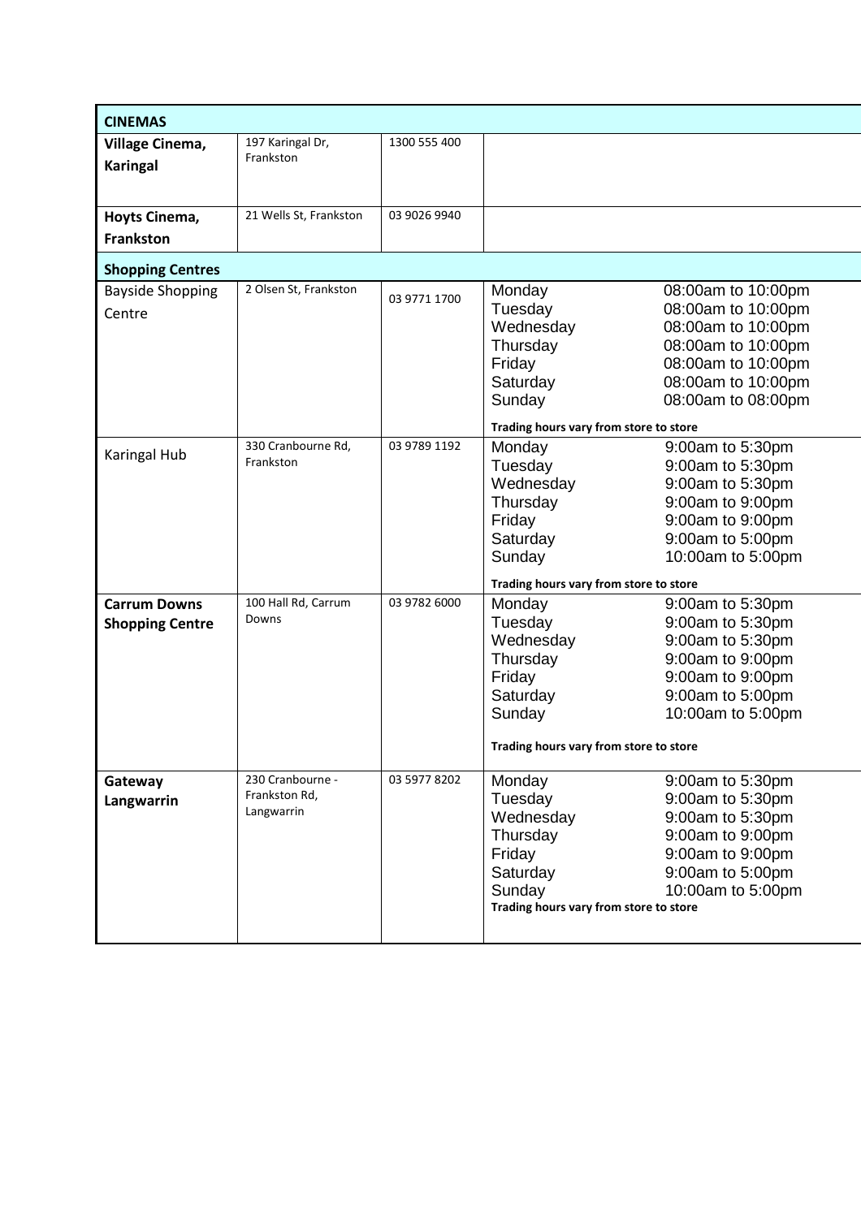| | | | | |
|---|---|---|---|---|
| **CINEMAS** | | | | |
| **Village Cinema, Karingal** | 197 Karingal Dr, Frankston | 1300 555 400 | | |
| **Hoyts Cinema, Frankston** | 21 Wells St, Frankston | 03 9026 9940 | | |
| **Shopping Centres** | | | | |
| Bayside Shopping Centre | 2 Olsen St, Frankston | 03 9771 1700 | Monday<br>Tuesday<br>Wednesday<br>Thursday<br>Friday<br>Saturday<br>Sunday<br>**Trading hours vary from store to store** | 08:00am to 10:00pm<br>08:00am to 10:00pm<br>08:00am to 10:00pm<br>08:00am to 10:00pm<br>08:00am to 10:00pm<br>08:00am to 10:00pm<br>08:00am to 08:00pm |
| Karingal Hub | 330 Cranbourne Rd, Frankston | 03 9789 1192 | Monday<br>Tuesday<br>Wednesday<br>Thursday<br>Friday<br>Saturday<br>Sunday<br>**Trading hours vary from store to store** | 9:00am to 5:30pm<br>9:00am to 5:30pm<br>9:00am to 5:30pm<br>9:00am to 9:00pm<br>9:00am to 9:00pm<br>9:00am to 5:00pm<br>10:00am to 5:00pm |
| **Carrum Downs Shopping Centre** | 100 Hall Rd, Carrum Downs | 03 9782 6000 | Monday<br>Tuesday<br>Wednesday<br>Thursday<br>Friday<br>Saturday<br>Sunday<br>**Trading hours vary from store to store** | 9:00am to 5:30pm<br>9:00am to 5:30pm<br>9:00am to 5:30pm<br>9:00am to 9:00pm<br>9:00am to 9:00pm<br>9:00am to 5:00pm<br>10:00am to 5:00pm |
| **Gateway Langwarrin** | 230 Cranbourne - Frankston Rd, Langwarrin | 03 5977 8202 | Monday<br>Tuesday<br>Wednesday<br>Thursday<br>Friday<br>Saturday<br>Sunday<br>**Trading hours vary from store to store** | 9:00am to 5:30pm<br>9:00am to 5:30pm<br>9:00am to 5:30pm<br>9:00am to 9:00pm<br>9:00am to 9:00pm<br>9:00am to 5:00pm<br>10:00am to 5:00pm |